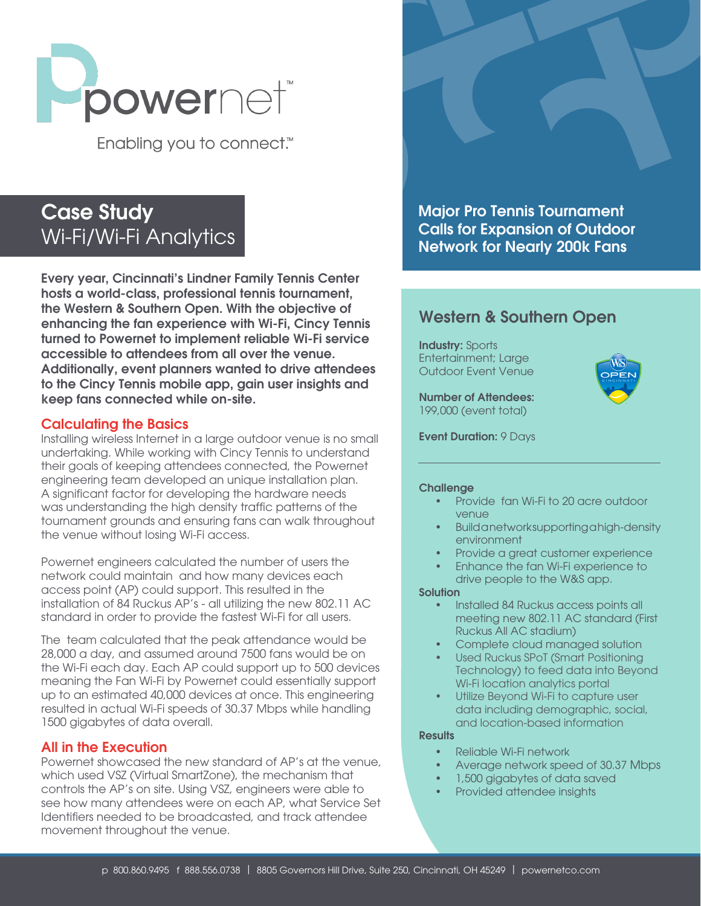# powernet™

Enabling you to connect.™

## Case Study
Wi-Fi/Wi-Fi Analytics

## Major Pro Tennis Tournament Calls for Expansion of Outdoor Network for Nearly 200k Fans

**Every year, Cincinnati's Lindner Family Tennis Center hosts a world-class, professional tennis tournament, the Western & Southern Open. With the objective of enhancing the fan experience with Wi-Fi, Cincy Tennis turned to Powernet to implement reliable Wi-Fi service accessible to attendees from all over the venue. Additionally, event planners wanted to drive attendees to the Cincy Tennis mobile app, gain user insights and keep fans connected while on-site.**

### Calculating the Basics

Installing wireless Internet in a large outdoor venue is no small undertaking. While working with Cincy Tennis to understand their goals of keeping attendees connected, the Powernet engineering team developed an unique installation plan. A significant factor for developing the hardware needs was understanding the high density traffic patterns of the tournament grounds and ensuring fans can walk throughout the venue without losing Wi-Fi access.

Powernet engineers calculated the number of users the network could maintain and how many devices each access point (AP) could support. This resulted in the installation of 84 Ruckus AP's - all utilizing the new 802.11 AC standard in order to provide the fastest Wi-Fi for all users.

The team calculated that the peak attendance would be 28,000 a day, and assumed around 7500 fans would be on the Wi-Fi each day. Each AP could support up to 500 devices meaning the Fan Wi-Fi by Powernet could essentially support up to an estimated 40,000 devices at once. This engineering resulted in actual Wi-Fi speeds of 30.37 Mbps while handling 1500 gigabytes of data overall.

### All in the Execution

Powernet showcased the new standard of AP's at the venue, which used VSZ (Virtual SmartZone), the mechanism that controls the AP's on site. Using VSZ, engineers were able to see how many attendees were on each AP, what Service Set Identifiers needed to be broadcasted, and track attendee movement throughout the venue.

## Western & Southern Open

**Industry:** Sports Entertainment; Large Outdoor Event Venue

**Number of Attendees:** 199,000 (event total)

**Event Duration:** 9 Days

**Challenge**

- Provide fan Wi-Fi to 20 acre outdoor venue
- Build a network supporting a high-density environment
- Provide a great customer experience
- Enhance the fan Wi-Fi experience to drive people to the W&S app.

**Solution**

- Installed 84 Ruckus access points all meeting new 802.11 AC standard (First Ruckus All AC stadium)
- Complete cloud managed solution
- Used Ruckus SPoT (Smart Positioning Technology) to feed data into Beyond Wi-Fi location analytics portal
- Utilize Beyond Wi-Fi to capture user data including demographic, social, and location-based information

**Results**

- Reliable Wi-Fi network
- Average network speed of 30.37 Mbps
- 1,500 gigabytes of data saved
- Provided attendee insights

p 800.860.9495 f 888.556.0738 | 8805 Governors Hill Drive, Suite 250, Cincinnati, OH 45249 | powernetco.com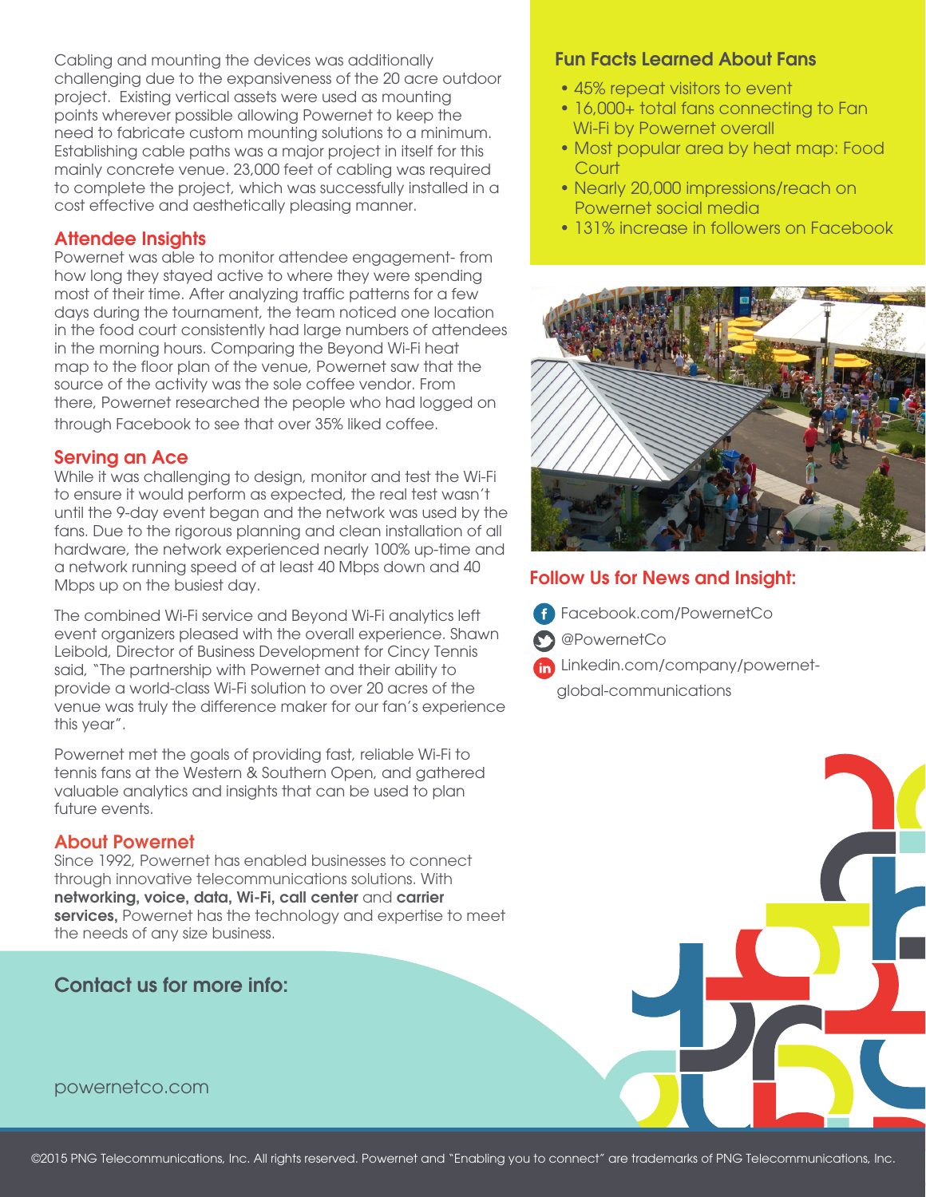Cabling and mounting the devices was additionally challenging due to the expansiveness of the 20 acre outdoor project. Existing vertical assets were used as mounting points wherever possible allowing Powernet to keep the need to fabricate custom mounting solutions to a minimum. Establishing cable paths was a major project in itself for this mainly concrete venue. 23,000 feet of cabling was required to complete the project, which was successfully installed in a cost effective and aesthetically pleasing manner.

## Attendee Insights

Powernet was able to monitor attendee engagement- from how long they stayed active to where they were spending most of their time. After analyzing traffic patterns for a few days during the tournament, the team noticed one location in the food court consistently had large numbers of attendees in the morning hours. Comparing the Beyond Wi-Fi heat map to the floor plan of the venue, Powernet saw that the source of the activity was the sole coffee vendor. From there, Powernet researched the people who had logged on through Facebook to see that over 35% liked coffee.

## Serving an Ace

While it was challenging to design, monitor and test the Wi-Fi to ensure it would perform as expected, the real test wasn't until the 9-day event began and the network was used by the fans. Due to the rigorous planning and clean installation of all hardware, the network experienced nearly 100% up-time and a network running speed of at least 40 Mbps down and 40 Mbps up on the busiest day.

The combined Wi-Fi service and Beyond Wi-Fi analytics left event organizers pleased with the overall experience. Shawn Leibold, Director of Business Development for Cincy Tennis said, "The partnership with Powernet and their ability to provide a world-class Wi-Fi solution to over 20 acres of the venue was truly the difference maker for our fan's experience this year".

Powernet met the goals of providing fast, reliable Wi-Fi to tennis fans at the Western & Southern Open, and gathered valuable analytics and insights that can be used to plan future events.

## About Powernet

Since 1992, Powernet has enabled businesses to connect through innovative telecommunications solutions. With **networking, voice, data, Wi-Fi, call center** and **carrier services,** Powernet has the technology and expertise to meet the needs of any size business.

## Fun Facts Learned About Fans

- 45% repeat visitors to event
- 16,000+ total fans connecting to Fan Wi-Fi by Powernet overall
- Most popular area by heat map: Food Court
- Nearly 20,000 impressions/reach on Powernet social media
- 131% increase in followers on Facebook

## Follow Us for News and Insight:

Facebook.com/PowernetCo

@PowernetCo

Linkedin.com/company/powernet-global-communications

## Contact us for more info:

powernetco.com

©2015 PNG Telecommunications, Inc. All rights reserved. Powernet and "Enabling you to connect" are trademarks of PNG Telecommunications, Inc.